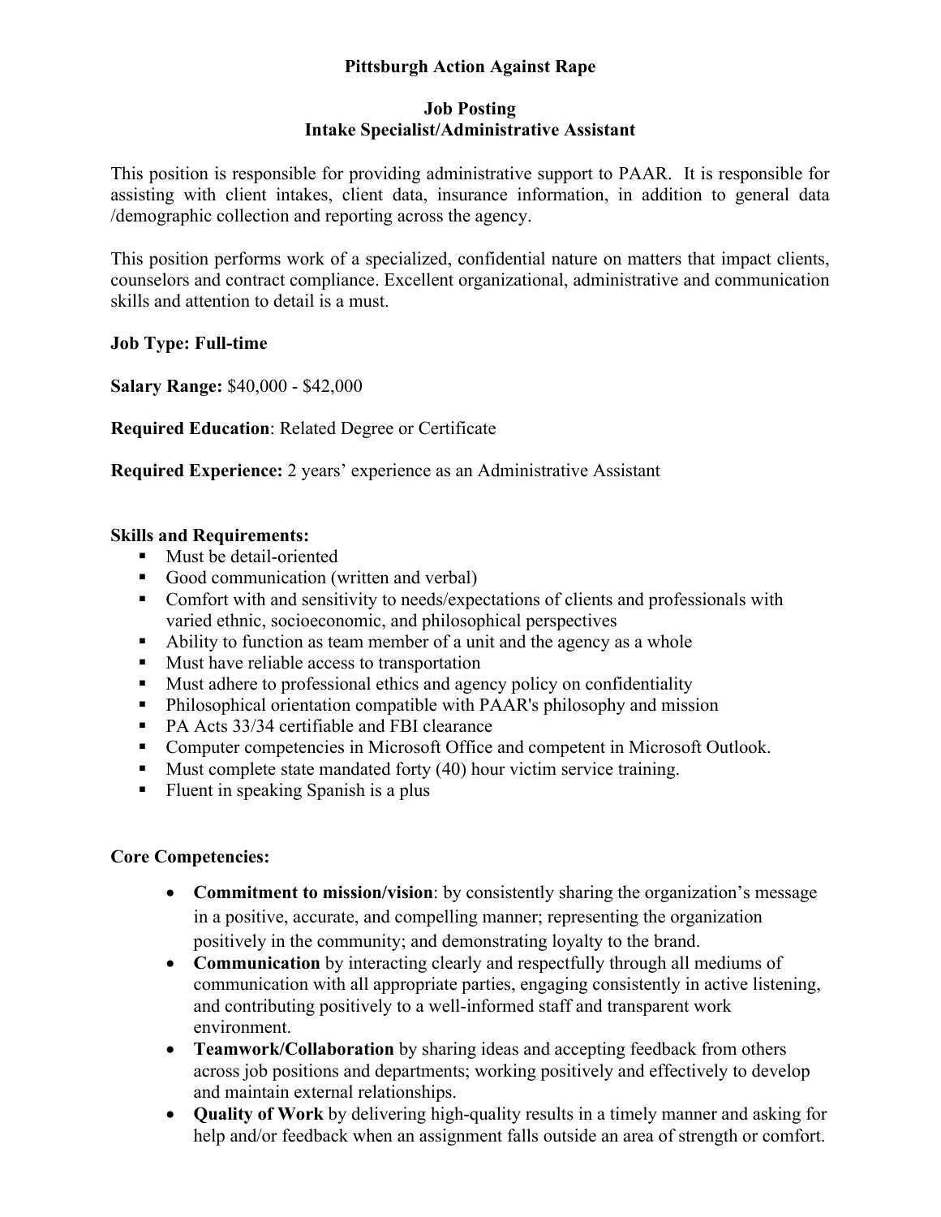# Pittsburgh Action Against Rape

## Job Posting
## Intake Specialist/Administrative Assistant

This position is responsible for providing administrative support to PAAR. It is responsible for assisting with client intakes, client data, insurance information, in addition to general data /demographic collection and reporting across the agency.

This position performs work of a specialized, confidential nature on matters that impact clients, counselors and contract compliance. Excellent organizational, administrative and communication skills and attention to detail is a must.

**Job Type: Full-time**

**Salary Range:** $40,000 - $42,000

**Required Education**: Related Degree or Certificate

**Required Experience:** 2 years' experience as an Administrative Assistant

**Skills and Requirements:**

- Must be detail-oriented
- Good communication (written and verbal)
- Comfort with and sensitivity to needs/expectations of clients and professionals with varied ethnic, socioeconomic, and philosophical perspectives
- Ability to function as team member of a unit and the agency as a whole
- Must have reliable access to transportation
- Must adhere to professional ethics and agency policy on confidentiality
- Philosophical orientation compatible with PAAR's philosophy and mission
- PA Acts 33/34 certifiable and FBI clearance
- Computer competencies in Microsoft Office and competent in Microsoft Outlook.
- Must complete state mandated forty (40) hour victim service training.
- Fluent in speaking Spanish is a plus

**Core Competencies:**

- **Commitment to mission/vision**: by consistently sharing the organization's message in a positive, accurate, and compelling manner; representing the organization positively in the community; and demonstrating loyalty to the brand.
- **Communication** by interacting clearly and respectfully through all mediums of communication with all appropriate parties, engaging consistently in active listening, and contributing positively to a well-informed staff and transparent work environment.
- **Teamwork/Collaboration** by sharing ideas and accepting feedback from others across job positions and departments; working positively and effectively to develop and maintain external relationships.
- **Quality of Work** by delivering high-quality results in a timely manner and asking for help and/or feedback when an assignment falls outside an area of strength or comfort.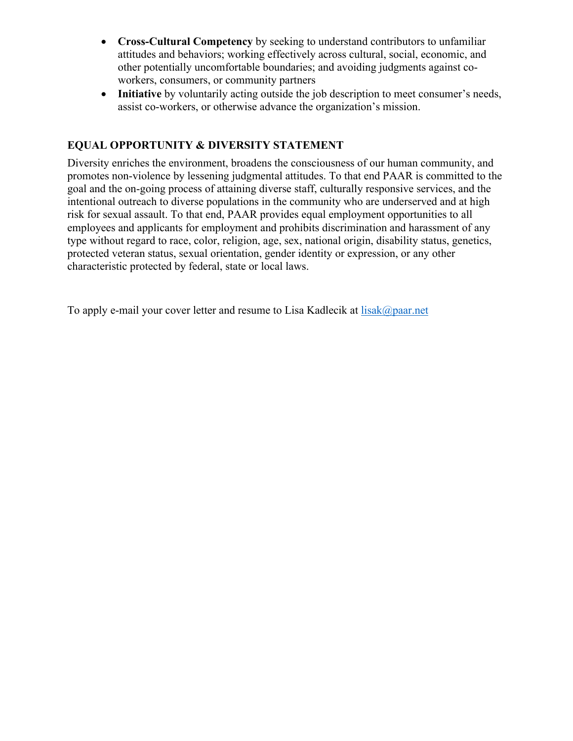- **Cross-Cultural Competency** by seeking to understand contributors to unfamiliar attitudes and behaviors; working effectively across cultural, social, economic, and other potentially uncomfortable boundaries; and avoiding judgments against co-workers, consumers, or community partners
- **Initiative** by voluntarily acting outside the job description to meet consumer's needs, assist co-workers, or otherwise advance the organization's mission.

## EQUAL OPPORTUNITY & DIVERSITY STATEMENT

Diversity enriches the environment, broadens the consciousness of our human community, and promotes non-violence by lessening judgmental attitudes. To that end PAAR is committed to the goal and the on-going process of attaining diverse staff, culturally responsive services, and the intentional outreach to diverse populations in the community who are underserved and at high risk for sexual assault. To that end, PAAR provides equal employment opportunities to all employees and applicants for employment and prohibits discrimination and harassment of any type without regard to race, color, religion, age, sex, national origin, disability status, genetics, protected veteran status, sexual orientation, gender identity or expression, or any other characteristic protected by federal, state or local laws.

To apply e-mail your cover letter and resume to Lisa Kadlecik at lisak@paar.net